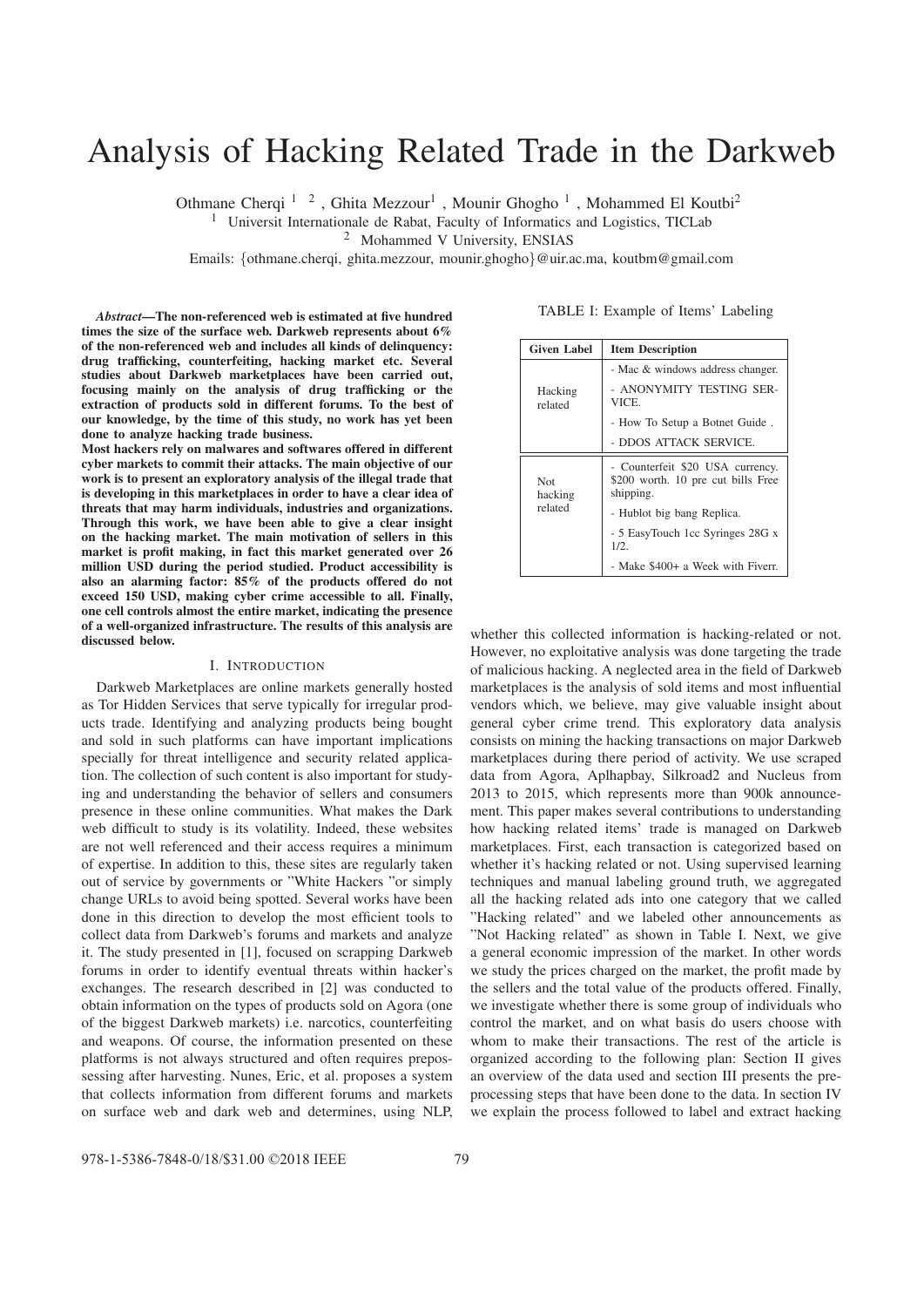# Analysis of Hacking Related Trade in the Darkweb

Othmane Cherqi [1, 2], Ghita Mezzour[1], Mounir Ghogho [1], Mohammed El Koutbi[2]

[1] Universit Internationale de Rabat, Faculty of Informatics and Logistics, TICLab

[2] Mohammed V University, ENSIAS

Emails: {othmane.cherqi, ghita.mezzour, mounir.ghogho}@uir.ac.ma, koutbm@gmail.com

***Abstract*—The non-referenced web is estimated at five hundred times the size of the surface web. Darkweb represents about 6% of the non-referenced web and includes all kinds of delinquency: drug trafficking, counterfeiting, hacking market etc. Several studies about Darkweb marketplaces have been carried out, focusing mainly on the analysis of drug trafficking or the extraction of products sold in different forums. To the best of our knowledge, by the time of this study, no work has yet been done to analyze hacking trade business.**

**Most hackers rely on malwares and softwares offered in different cyber markets to commit their attacks. The main objective of our work is to present an exploratory analysis of the illegal trade that is developing in this marketplaces in order to have a clear idea of threats that may harm individuals, industries and organizations. Through this work, we have been able to give a clear insight on the hacking market. The main motivation of sellers in this market is profit making, in fact this market generated over 26 million USD during the period studied. Product accessibility is also an alarming factor: 85% of the products offered do not exceed 150 USD, making cyber crime accessible to all. Finally, one cell controls almost the entire market, indicating the presence of a well-organized infrastructure. The results of this analysis are discussed below.**

## I. Introduction

Darkweb Marketplaces are online markets generally hosted as Tor Hidden Services that serve typically for irregular products trade. Identifying and analyzing products being bought and sold in such platforms can have important implications specially for threat intelligence and security related application. The collection of such content is also important for studying and understanding the behavior of sellers and consumers presence in these online communities. What makes the Dark web difficult to study is its volatility. Indeed, these websites are not well referenced and their access requires a minimum of expertise. In addition to this, these sites are regularly taken out of service by governments or "White Hackers "or simply change URLs to avoid being spotted. Several works have been done in this direction to develop the most efficient tools to collect data from Darkweb's forums and markets and analyze it. The study presented in [1], focused on scrapping Darkweb forums in order to identify eventual threats within hacker's exchanges. The research described in [2] was conducted to obtain information on the types of products sold on Agora (one of the biggest Darkweb markets) i.e. narcotics, counterfeiting and weapons. Of course, the information presented on these platforms is not always structured and often requires preposessing after harvesting. Nunes, Eric, et al. proposes a system that collects information from different forums and markets on surface web and dark web and determines, using NLP, whether this collected information is hacking-related or not. However, no exploitative analysis was done targeting the trade of malicious hacking. A neglected area in the field of Darkweb marketplaces is the analysis of sold items and most influential vendors which, we believe, may give valuable insight about general cyber crime trend. This exploratory data analysis consists on mining the hacking transactions on major Darkweb marketplaces during there period of activity. We use scraped data from Agora, Aplhapbay, Silkroad2 and Nucleus from 2013 to 2015, which represents more than 900k announcement. This paper makes several contributions to understanding how hacking related items' trade is managed on Darkweb marketplaces. First, each transaction is categorized based on whether it's hacking related or not. Using supervised learning techniques and manual labeling ground truth, we aggregated all the hacking related ads into one category that we called "Hacking related" and we labeled other announcements as "Not Hacking related" as shown in Table I. Next, we give a general economic impression of the market. In other words we study the prices charged on the market, the profit made by the sellers and the total value of the products offered. Finally, we investigate whether there is some group of individuals who control the market, and on what basis do users choose with whom to make their transactions. The rest of the article is organized according to the following plan: Section II gives an overview of the data used and section III presents the preprocessing steps that have been done to the data. In section IV we explain the process followed to label and extract hacking

TABLE I: Example of Items' Labeling

| Given Label | Item Description |
|---|---|
| Hacking related | - Mac & windows address changer. |
| | - ANONYMITY TESTING SERVICE. |
| | - How To Setup a Botnet Guide . |
| | - DDOS ATTACK SERVICE. |
| Not hacking related | - Counterfeit $20 USA currency. $200 worth. 10 pre cut bills Free shipping. |
| | - Hublot big bang Replica. |
| | - 5 EasyTouch 1cc Syringes 28G x 1/2. |
| | - Make $400+ a Week with Fiverr. |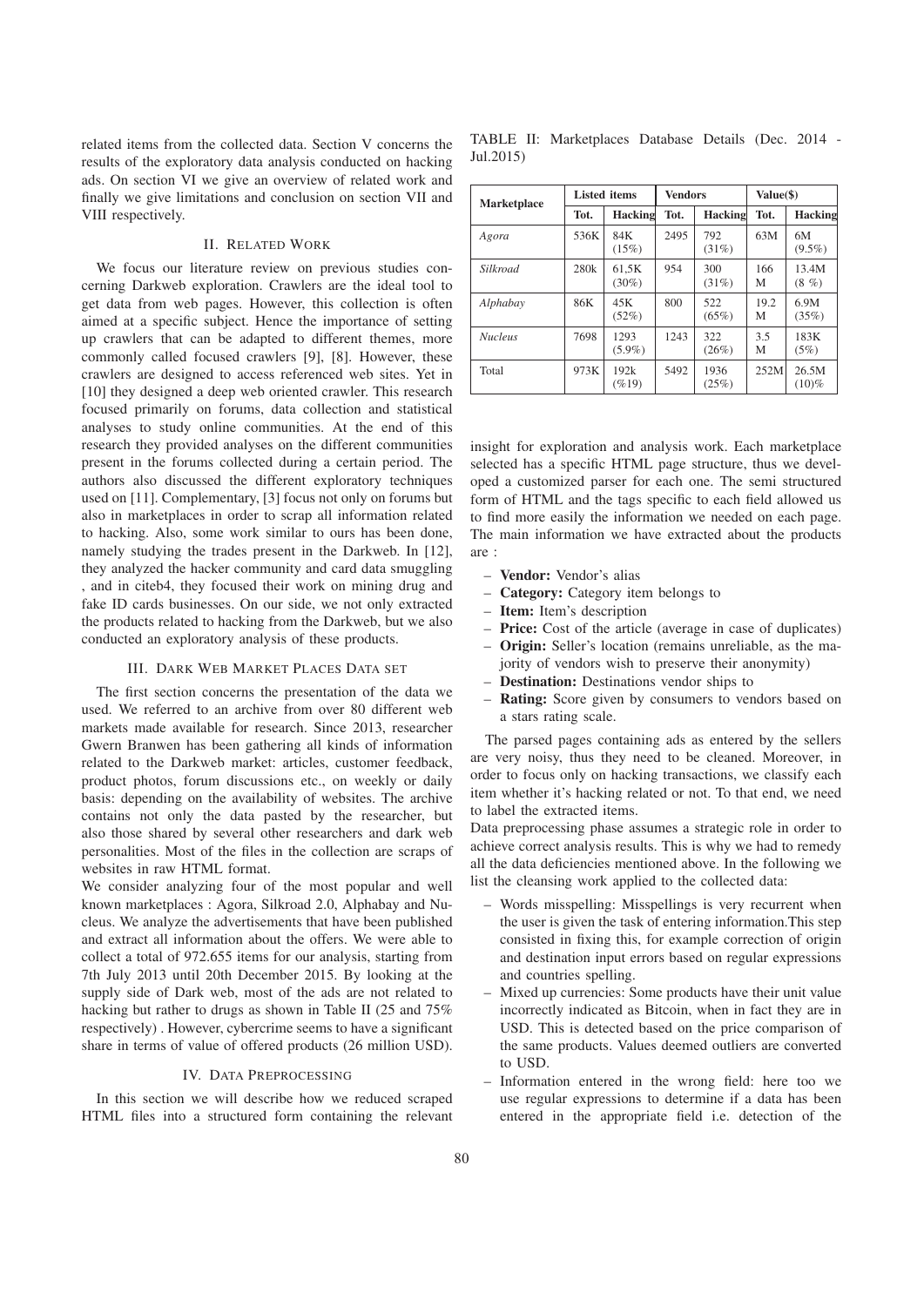related items from the collected data. Section V concerns the results of the exploratory data analysis conducted on hacking ads. On section VI we give an overview of related work and finally we give limitations and conclusion on section VII and VIII respectively.

## II. Related Work

We focus our literature review on previous studies concerning Darkweb exploration. Crawlers are the ideal tool to get data from web pages. However, this collection is often aimed at a specific subject. Hence the importance of setting up crawlers that can be adapted to different themes, more commonly called focused crawlers [9], [8]. However, these crawlers are designed to access referenced web sites. Yet in [10] they designed a deep web oriented crawler. This research focused primarily on forums, data collection and statistical analyses to study online communities. At the end of this research they provided analyses on the different communities present in the forums collected during a certain period. The authors also discussed the different exploratory techniques used on [11]. Complementary, [3] focus not only on forums but also in marketplaces in order to scrap all information related to hacking. Also, some work similar to ours has been done, namely studying the trades present in the Darkweb. In [12], they analyzed the hacker community and card data smuggling , and in citeb4, they focused their work on mining drug and fake ID cards businesses. On our side, we not only extracted the products related to hacking from the Darkweb, but we also conducted an exploratory analysis of these products.

## III. Dark Web Market Places Data set

The first section concerns the presentation of the data we used. We referred to an archive from over 80 different web markets made available for research. Since 2013, researcher Gwern Branwen has been gathering all kinds of information related to the Darkweb market: articles, customer feedback, product photos, forum discussions etc., on weekly or daily basis: depending on the availability of websites. The archive contains not only the data pasted by the researcher, but also those shared by several other researchers and dark web personalities. Most of the files in the collection are scraps of websites in raw HTML format.

We consider analyzing four of the most popular and well known marketplaces : Agora, Silkroad 2.0, Alphabay and Nucleus. We analyze the advertisements that have been published and extract all information about the offers. We were able to collect a total of 972.655 items for our analysis, starting from 7th July 2013 until 20th December 2015. By looking at the supply side of Dark web, most of the ads are not related to hacking but rather to drugs as shown in Table II (25 and 75% respectively) . However, cybercrime seems to have a significant share in terms of value of offered products (26 million USD).

TABLE II: Marketplaces Database Details (Dec. 2014 - Jul.2015)

| Marketplace | Listed items | | Vendors | | Value($) | |
|---|---|---|---|---|---|---|
| | Tot. | Hacking | Tot. | Hacking | Tot. | Hacking |
| *Agora* | 536K | 84K (15%) | 2495 | 792 (31%) | 63M | 6M (9.5%) |
| *Silkroad* | 280k | 61,5K (30%) | 954 | 300 (31%) | 166 M | 13.4M (8 %) |
| *Alphabay* | 86K | 45K (52%) | 800 | 522 (65%) | 19.2 M | 6.9M (35%) |
| *Nucleus* | 7698 | 1293 (5.9%) | 1243 | 322 (26%) | 3.5 M | 183K (5%) |
| Total | 973K | 192k (%19) | 5492 | 1936 (25%) | 252M | 26.5M (10)% |

## IV. Data Preprocessing

In this section we will describe how we reduced scraped HTML files into a structured form containing the relevant insight for exploration and analysis work. Each marketplace selected has a specific HTML page structure, thus we developed a customized parser for each one. The semi structured form of HTML and the tags specific to each field allowed us to find more easily the information we needed on each page. The main information we have extracted about the products are :

- **Vendor:** Vendor's alias
- **Category:** Category item belongs to
- **Item:** Item's description
- **Price:** Cost of the article (average in case of duplicates)
- **Origin:** Seller's location (remains unreliable, as the majority of vendors wish to preserve their anonymity)
- **Destination:** Destinations vendor ships to
- **Rating:** Score given by consumers to vendors based on a stars rating scale.

The parsed pages containing ads as entered by the sellers are very noisy, thus they need to be cleaned. Moreover, in order to focus only on hacking transactions, we classify each item whether it's hacking related or not. To that end, we need to label the extracted items.

Data preprocessing phase assumes a strategic role in order to achieve correct analysis results. This is why we had to remedy all the data deficiencies mentioned above. In the following we list the cleansing work applied to the collected data:

- Words misspelling: Misspellings is very recurrent when the user is given the task of entering information.This step consisted in fixing this, for example correction of origin and destination input errors based on regular expressions and countries spelling.
- Mixed up currencies: Some products have their unit value incorrectly indicated as Bitcoin, when in fact they are in USD. This is detected based on the price comparison of the same products. Values deemed outliers are converted to USD.
- Information entered in the wrong field: here too we use regular expressions to determine if a data has been entered in the appropriate field i.e. detection of the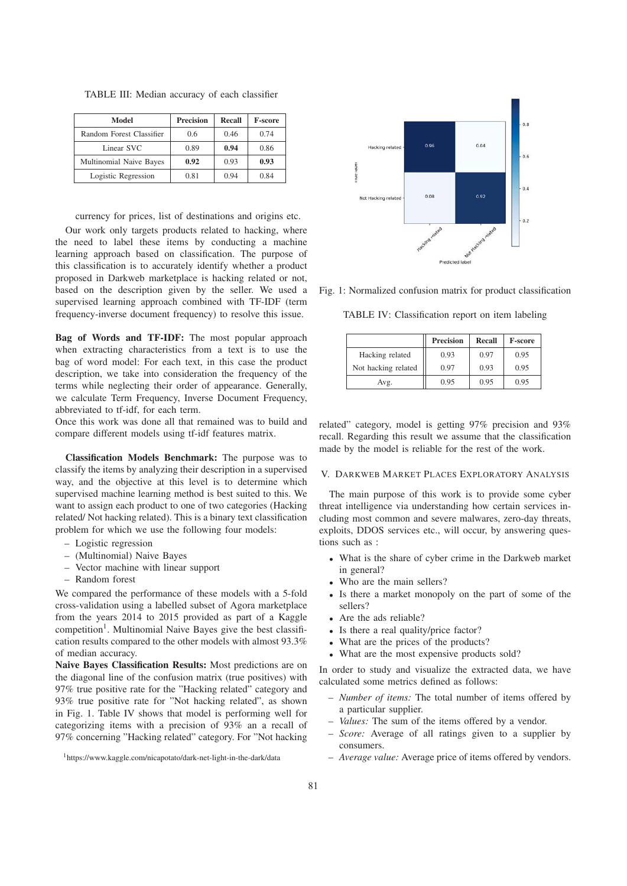TABLE III: Median accuracy of each classifier

| Model | Precision | Recall | F-score |
|---|---|---|---|
| Random Forest Classifier | 0.6 | 0.46 | 0.74 |
| Linear SVC | 0.89 | **0.94** | 0.86 |
| Multinomial Naive Bayes | **0.92** | 0.93 | **0.93** |
| Logistic Regression | 0.81 | 0.94 | 0.84 |

currency for prices, list of destinations and origins etc.

Our work only targets products related to hacking, where the need to label these items by conducting a machine learning approach based on classification. The purpose of this classification is to accurately identify whether a product proposed in Darkweb marketplace is hacking related or not, based on the description given by the seller. We used a supervised learning approach combined with TF-IDF (term frequency-inverse document frequency) to resolve this issue.

**Bag of Words and TF-IDF:** The most popular approach when extracting characteristics from a text is to use the bag of word model: For each text, in this case the product description, we take into consideration the frequency of the terms while neglecting their order of appearance. Generally, we calculate Term Frequency, Inverse Document Frequency, abbreviated to tf-idf, for each term.
Once this work was done all that remained was to build and compare different models using tf-idf features matrix.

**Classification Models Benchmark:** The purpose was to classify the items by analyzing their description in a supervised way, and the objective at this level is to determine which supervised machine learning method is best suited to this. We want to assign each product to one of two categories (Hacking related/ Not hacking related). This is a binary text classification problem for which we use the following four models:

- Logistic regression
- (Multinomial) Naive Bayes
- Vector machine with linear support
- Random forest

We compared the performance of these models with a 5-fold cross-validation using a labelled subset of Agora marketplace from the years 2014 to 2015 provided as part of a Kaggle competition[1]. Multinomial Naive Bayes give the best classification results compared to the other models with almost 93.3% of median accuracy.

**Naive Bayes Classification Results:** Most predictions are on the diagonal line of the confusion matrix (true positives) with 97% true positive rate for the "Hacking related" category and 93% true positive rate for "Not hacking related", as shown in Fig. 1. Table IV shows that model is performing well for categorizing items with a precision of 93% an a recall of 97% concerning "Hacking related" category. For "Not hacking related" category, model is getting 97% precision and 93% recall. Regarding this result we assume that the classification made by the model is reliable for the rest of the work.

[1]https://www.kaggle.com/nicapotato/dark-net-light-in-the-dark/data

Fig. 1: Normalized confusion matrix for product classification

TABLE IV: Classification report on item labeling

| | Precision | Recall | F-score |
|---|---|---|---|
| Hacking related | 0.93 | 0.97 | 0.95 |
| Not hacking related | 0.97 | 0.93 | 0.95 |
| Avg. | 0.95 | 0.95 | 0.95 |

## V. Darkweb Market Places Exploratory Analysis

The main purpose of this work is to provide some cyber threat intelligence via understanding how certain services including most common and severe malwares, zero-day threats, exploits, DDOS services etc., will occur, by answering questions such as :

- What is the share of cyber crime in the Darkweb market in general?
- Who are the main sellers?
- Is there a market monopoly on the part of some of the sellers?
- Are the ads reliable?
- Is there a real quality/price factor?
- What are the prices of the products?
- What are the most expensive products sold?

In order to study and visualize the extracted data, we have calculated some metrics defined as follows:

- *Number of items:* The total number of items offered by a particular supplier.
- *Values:* The sum of the items offered by a vendor.
- *Score:* Average of all ratings given to a supplier by consumers.
- *Average value:* Average price of items offered by vendors.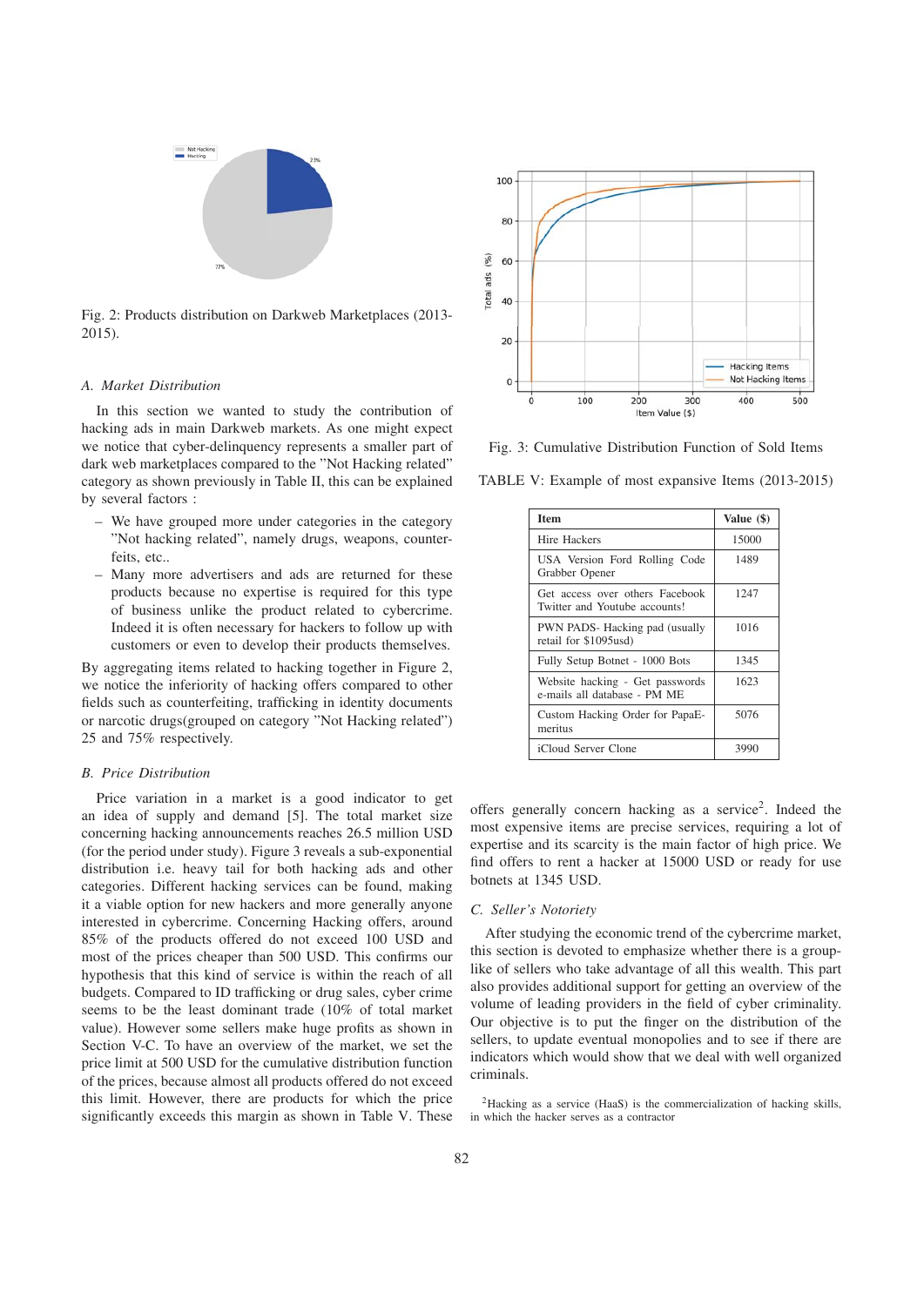Fig. 2: Products distribution on Darkweb Marketplaces (2013-2015).

### A. Market Distribution

In this section we wanted to study the contribution of hacking ads in main Darkweb markets. As one might expect we notice that cyber-delinquency represents a smaller part of dark web marketplaces compared to the "Not Hacking related" category as shown previously in Table II, this can be explained by several factors :

- We have grouped more under categories in the category "Not hacking related", namely drugs, weapons, counterfeits, etc..
- Many more advertisers and ads are returned for these products because no expertise is required for this type of business unlike the product related to cybercrime. Indeed it is often necessary for hackers to follow up with customers or even to develop their products themselves.

By aggregating items related to hacking together in Figure 2, we notice the inferiority of hacking offers compared to other fields such as counterfeiting, trafficking in identity documents or narcotic drugs(grouped on category "Not Hacking related") 25 and 75% respectively.

### B. Price Distribution

Price variation in a market is a good indicator to get an idea of supply and demand [5]. The total market size concerning hacking announcements reaches 26.5 million USD (for the period under study). Figure 3 reveals a sub-exponential distribution i.e. heavy tail for both hacking ads and other categories. Different hacking services can be found, making it a viable option for new hackers and more generally anyone interested in cybercrime. Concerning Hacking offers, around 85% of the products offered do not exceed 100 USD and most of the prices cheaper than 500 USD. This confirms our hypothesis that this kind of service is within the reach of all budgets. Compared to ID trafficking or drug sales, cyber crime seems to be the least dominant trade (10% of total market value). However some sellers make huge profits as shown in Section V-C. To have an overview of the market, we set the price limit at 500 USD for the cumulative distribution function of the prices, because almost all products offered do not exceed this limit. However, there are products for which the price significantly exceeds this margin as shown in Table V. These

Fig. 3: Cumulative Distribution Function of Sold Items

TABLE V: Example of most expansive Items (2013-2015)

| Item | Value ($) |
|---|---|
| Hire Hackers | 15000 |
| USA Version Ford Rolling Code Grabber Opener | 1489 |
| Get access over others Facebook Twitter and Youtube accounts! | 1247 |
| PWN PADS- Hacking pad (usually retail for $1095usd) | 1016 |
| Fully Setup Botnet - 1000 Bots | 1345 |
| Website hacking - Get passwords e-mails all database - PM ME | 1623 |
| Custom Hacking Order for PapaE-meritus | 5076 |
| iCloud Server Clone | 3990 |

offers generally concern hacking as a service[2]. Indeed the most expensive items are precise services, requiring a lot of expertise and its scarcity is the main factor of high price. We find offers to rent a hacker at 15000 USD or ready for use botnets at 1345 USD.

### C. Seller's Notoriety

After studying the economic trend of the cybercrime market, this section is devoted to emphasize whether there is a group-like of sellers who take advantage of all this wealth. This part also provides additional support for getting an overview of the volume of leading providers in the field of cyber criminality. Our objective is to put the finger on the distribution of the sellers, to update eventual monopolies and to see if there are indicators which would show that we deal with well organized criminals.

[2]Hacking as a service (HaaS) is the commercialization of hacking skills, in which the hacker serves as a contractor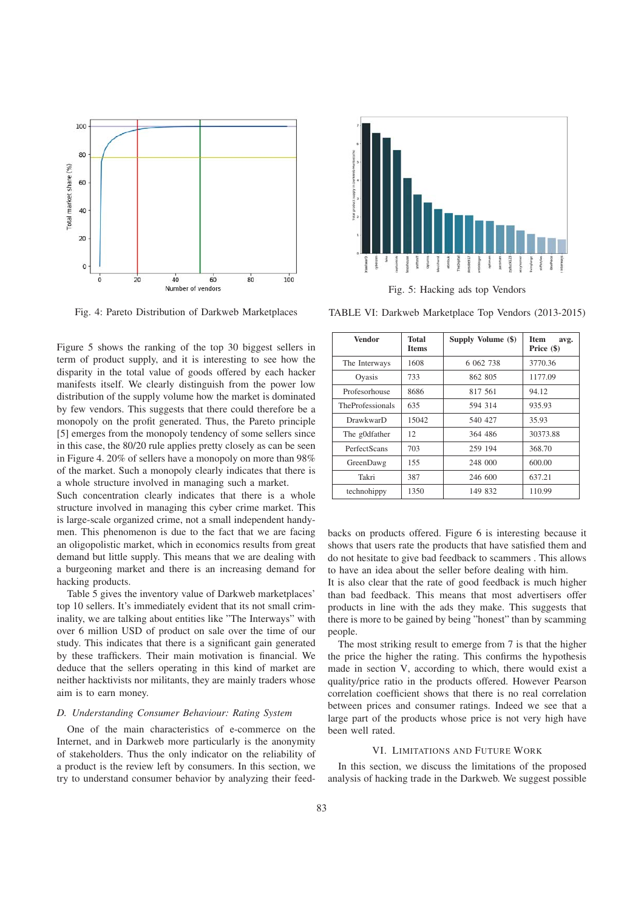Fig. 4: Pareto Distribution of Darkweb Marketplaces

Fig. 5: Hacking ads top Vendors

Figure 5 shows the ranking of the top 30 biggest sellers in term of product supply, and it is interesting to see how the disparity in the total value of goods offered by each hacker manifests itself. We clearly distinguish from the power low distribution of the supply volume how the market is dominated by few vendors. This suggests that there could therefore be a monopoly on the profit generated. Thus, the Pareto principle [5] emerges from the monopoly tendency of some sellers since in this case, the 80/20 rule applies pretty closely as can be seen in Figure 4. 20% of sellers have a monopoly on more than 98% of the market. Such a monopoly clearly indicates that there is a whole structure involved in managing such a market.

Such concentration clearly indicates that there is a whole structure involved in managing this cyber crime market. This is large-scale organized crime, not a small independent handy-men. This phenomenon is due to the fact that we are facing an oligopolistic market, which in economics results from great demand but little supply. This means that we are dealing with a burgeoning market and there is an increasing demand for hacking products.

Table 5 gives the inventory value of Darkweb marketplaces' top 10 sellers. It's immediately evident that its not small criminality, we are talking about entities like "The Interways" with over 6 million USD of product on sale over the time of our study. This indicates that there is a significant gain generated by these traffickers. Their main motivation is financial. We deduce that the sellers operating in this kind of market are neither hacktivists nor militants, they are mainly traders whose aim is to earn money.

TABLE VI: Darkweb Marketplace Top Vendors (2013-2015)

| Vendor | Total Items | Supply Volume ($) | Item avg. Price ($) |
|---|---|---|---|
| The Interways | 1608 | 6 062 738 | 3770.36 |
| Oyasis | 733 | 862 805 | 1177.09 |
| Profesorhouse | 8686 | 817 561 | 94.12 |
| TheProfessionals | 635 | 594 314 | 935.93 |
| DrawkwarD | 15042 | 540 427 | 35.93 |
| The g0dfather | 12 | 364 486 | 30373.88 |
| PerfectScans | 703 | 259 194 | 368.70 |
| GreenDawg | 155 | 248 000 | 600.00 |
| Takri | 387 | 246 600 | 637.21 |
| technohippy | 1350 | 149 832 | 110.99 |

### D. Understanding Consumer Behaviour: Rating System

One of the main characteristics of e-commerce on the Internet, and in Darkweb more particularly is the anonymity of stakeholders. Thus the only indicator on the reliability of a product is the review left by consumers. In this section, we try to understand consumer behavior by analyzing their feedbacks on products offered. Figure 6 is interesting because it shows that users rate the products that have satisfied them and do not hesitate to give bad feedback to scammers . This allows to have an idea about the seller before dealing with him.

It is also clear that the rate of good feedback is much higher than bad feedback. This means that most advertisers offer products in line with the ads they make. This suggests that there is more to be gained by being "honest" than by scamming people.

The most striking result to emerge from 7 is that the higher the price the higher the rating. This confirms the hypothesis made in section V, according to which, there would exist a quality/price ratio in the products offered. However Pearson correlation coefficient shows that there is no real correlation between prices and consumer ratings. Indeed we see that a large part of the products whose price is not very high have been well rated.

## VI. Limitations and Future Work

In this section, we discuss the limitations of the proposed analysis of hacking trade in the Darkweb. We suggest possible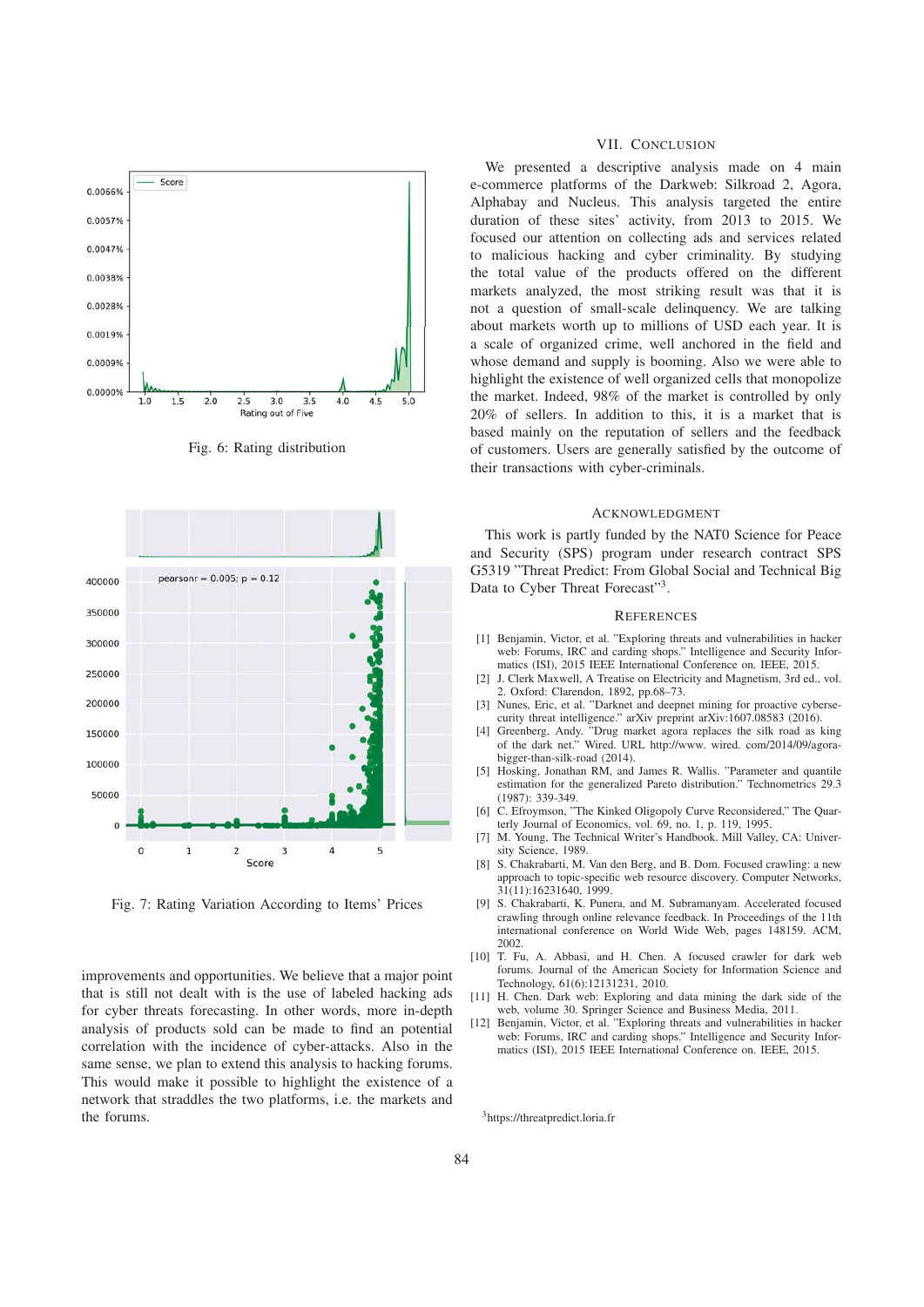Score

0.0066%

0.0057%

0.0047%

0.0038%

0.0028%

0.0019%

0.0009%

0.0000%

1.0 1.5 2.0 2.5 3.0 3.5 4.0 4.5 5.0

Rating out of Five

Fig. 6: Rating distribution

pearsonr = 0.005; p = 0.12

400000

350000

300000

250000

200000

150000

100000

50000

0

0 1 2 3 4 5

Score

Fig. 7: Rating Variation According to Items' Prices

improvements and opportunities. We believe that a major point that is still not dealt with is the use of labeled hacking ads for cyber threats forecasting. In other words, more in-depth analysis of products sold can be made to find an potential correlation with the incidence of cyber-attacks. Also in the same sense, we plan to extend this analysis to hacking forums. This would make it possible to highlight the existence of a network that straddles the two platforms, i.e. the markets and the forums.

## VII. Conclusion

We presented a descriptive analysis made on 4 main e-commerce platforms of the Darkweb: Silkroad 2, Agora, Alphabay and Nucleus. This analysis targeted the entire duration of these sites' activity, from 2013 to 2015. We focused our attention on collecting ads and services related to malicious hacking and cyber criminality. By studying the total value of the products offered on the different markets analyzed, the most striking result was that it is not a question of small-scale delinquency. We are talking about markets worth up to millions of USD each year. It is a scale of organized crime, well anchored in the field and whose demand and supply is booming. Also we were able to highlight the existence of well organized cells that monopolize the market. Indeed, 98% of the market is controlled by only 20% of sellers. In addition to this, it is a market that is based mainly on the reputation of sellers and the feedback of customers. Users are generally satisfied by the outcome of their transactions with cyber-criminals.

## Acknowledgment

This work is partly funded by the NAT0 Science for Peace and Security (SPS) program under research contract SPS G5319 "Threat Predict: From Global Social and Technical Big Data to Cyber Threat Forecast"[3].

## References

[1] Benjamin, Victor, et al. "Exploring threats and vulnerabilities in hacker web: Forums, IRC and carding shops." Intelligence and Security Informatics (ISI), 2015 IEEE International Conference on. IEEE, 2015.

[2] J. Clerk Maxwell, A Treatise on Electricity and Magnetism, 3rd ed., vol. 2. Oxford: Clarendon, 1892, pp.68–73.

[3] Nunes, Eric, et al. "Darknet and deepnet mining for proactive cybersecurity threat intelligence." arXiv preprint arXiv:1607.08583 (2016).

[4] Greenberg, Andy. "Drug market agora replaces the silk road as king of the dark net." Wired. URL http://www. wired. com/2014/09/agora-bigger-than-silk-road (2014).

[5] Hosking, Jonathan RM, and James R. Wallis. "Parameter and quantile estimation for the generalized Pareto distribution." Technometrics 29.3 (1987): 339-349.

[6] C. Efroymson, "The Kinked Oligopoly Curve Reconsidered," The Quarterly Journal of Economics, vol. 69, no. 1, p. 119, 1995.

[7] M. Young, The Technical Writer's Handbook. Mill Valley, CA: University Science, 1989.

[8] S. Chakrabarti, M. Van den Berg, and B. Dom. Focused crawling: a new approach to topic-specific web resource discovery. Computer Networks, 31(11):16231640, 1999.

[9] S. Chakrabarti, K. Punera, and M. Subramanyam. Accelerated focused crawling through online relevance feedback. In Proceedings of the 11th international conference on World Wide Web, pages 148159. ACM, 2002.

[10] T. Fu, A. Abbasi, and H. Chen. A focused crawler for dark web forums. Journal of the American Society for Information Science and Technology, 61(6):12131231, 2010.

[11] H. Chen. Dark web: Exploring and data mining the dark side of the web, volume 30. Springer Science and Business Media, 2011.

[12] Benjamin, Victor, et al. "Exploring threats and vulnerabilities in hacker web: Forums, IRC and carding shops." Intelligence and Security Informatics (ISI), 2015 IEEE International Conference on. IEEE, 2015.

[3] https://threatpredict.loria.fr